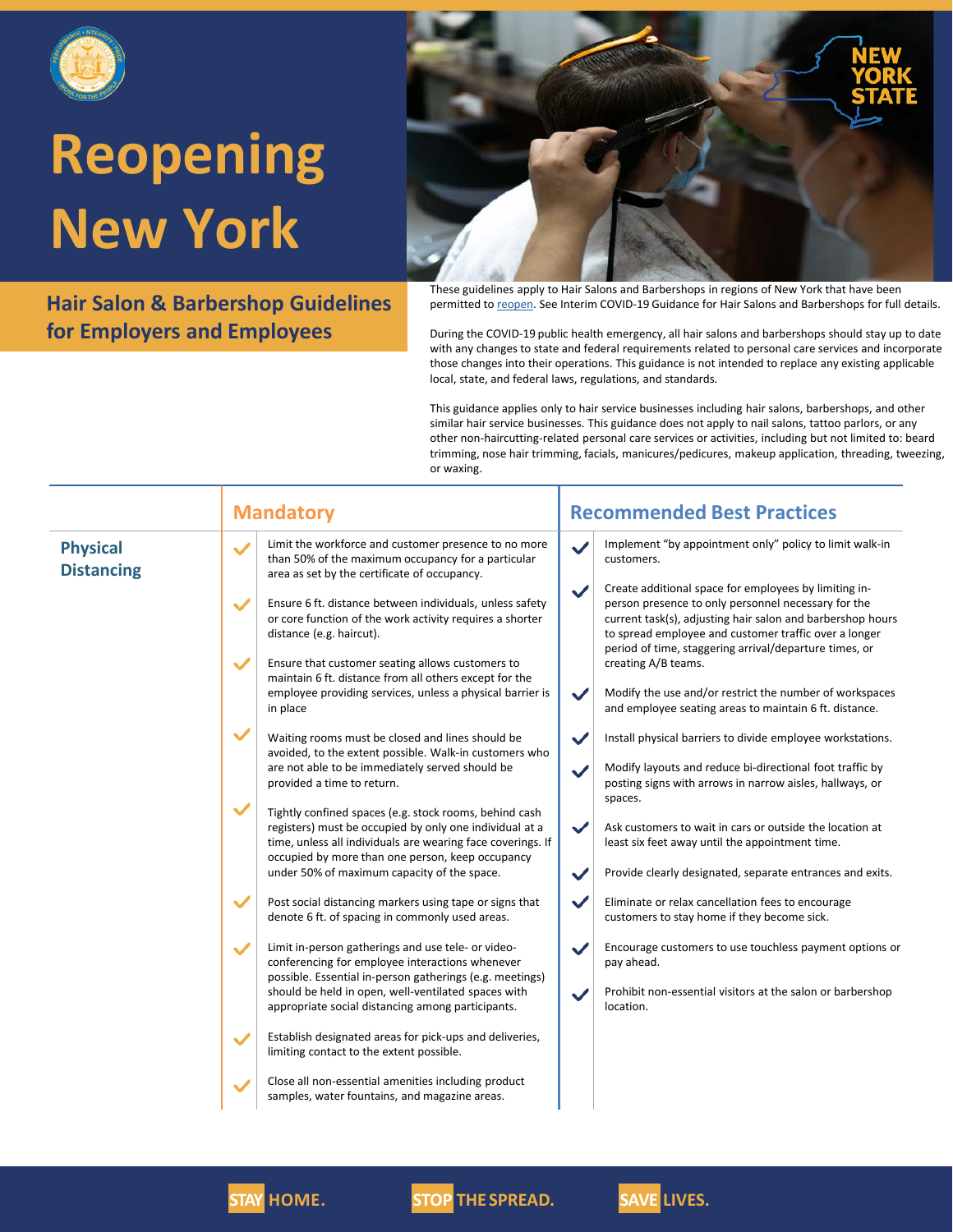# Reopening New York

## Hair Salon & Barbershop Guidelines for Employers and Employees

These guidelines apply to Hair Salons and Barbershops in regions of New York that have been permitted to reopen. See Interim COVID-19 Guidance for Hair Salons and Barbershops for full details.

During the COVID-19 public health emergency, all hair salons and barbershops should stay up to date with any changes to state and federal requirements related to personal care services and incorporate those changes into their operations. This guidance is not intended to replace any existing applicable local, state, and federal laws, regulations, and standards.

This guidance applies only to hair service businesses including hair salons, barbershops, and other similar hair service businesses. This guidance does not apply to nail salons, tattoo parlors, or any other non-haircutting-related personal care services or activities, including but not limited to: beard trimming, nose hair trimming, facials, manicures/pedicures, makeup application, threading, tweezing, or waxing.

| | Mandatory | Recommended Best Practices |
|---|---|---|
| **Physical Distancing** | ✓ Limit the workforce and customer presence to no more than 50% of the maximum occupancy for a particular area as set by the certificate of occupancy.<br>✓ Ensure 6 ft. distance between individuals, unless safety or core function of the work activity requires a shorter distance (e.g. haircut).<br>✓ Ensure that customer seating allows customers to maintain 6 ft. distance from all others except for the employee providing services, unless a physical barrier is in place<br>✓ Waiting rooms must be closed and lines should be avoided, to the extent possible. Walk-in customers who are not able to be immediately served should be provided a time to return.<br>✓ Tightly confined spaces (e.g. stock rooms, behind cash registers) must be occupied by only one individual at a time, unless all individuals are wearing face coverings. If occupied by more than one person, keep occupancy under 50% of maximum capacity of the space.<br>✓ Post social distancing markers using tape or signs that denote 6 ft. of spacing in commonly used areas.<br>✓ Limit in-person gatherings and use tele- or video-conferencing for employee interactions whenever possible. Essential in-person gatherings (e.g. meetings) should be held in open, well-ventilated spaces with appropriate social distancing among participants.<br>✓ Establish designated areas for pick-ups and deliveries, limiting contact to the extent possible.<br>✓ Close all non-essential amenities including product samples, water fountains, and magazine areas. | ✓ Implement "by appointment only" policy to limit walk-in customers.<br>✓ Create additional space for employees by limiting in-person presence to only personnel necessary for the current task(s), adjusting hair salon and barbershop hours to spread employee and customer traffic over a longer period of time, staggering arrival/departure times, or creating A/B teams.<br>✓ Modify the use and/or restrict the number of workspaces and employee seating areas to maintain 6 ft. distance.<br>✓ Install physical barriers to divide employee workstations.<br>✓ Modify layouts and reduce bi-directional foot traffic by posting signs with arrows in narrow aisles, hallways, or spaces.<br>✓ Ask customers to wait in cars or outside the location at least six feet away until the appointment time.<br>✓ Provide clearly designated, separate entrances and exits.<br>✓ Eliminate or relax cancellation fees to encourage customers to stay home if they become sick.<br>✓ Encourage customers to use touchless payment options or pay ahead.<br>✓ Prohibit non-essential visitors at the salon or barbershop location. |

STAY HOME. STOP THE SPREAD. SAVE LIVES.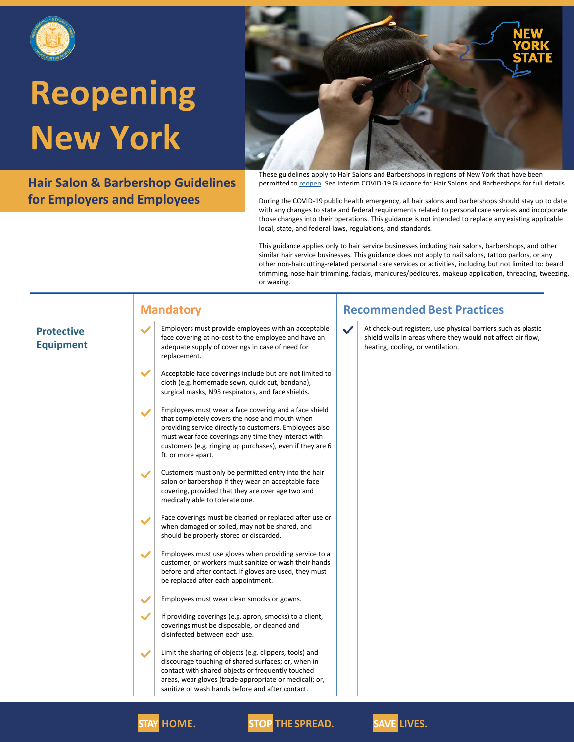# Reopening New York

## Hair Salon & Barbershop Guidelines for Employers and Employees

These guidelines apply to Hair Salons and Barbershops in regions of New York that have been permitted to reopen. See Interim COVID-19 Guidance for Hair Salons and Barbershops for full details.

During the COVID-19 public health emergency, all hair salons and barbershops should stay up to date with any changes to state and federal requirements related to personal care services and incorporate those changes into their operations. This guidance is not intended to replace any existing applicable local, state, and federal laws, regulations, and standards.

This guidance applies only to hair service businesses including hair salons, barbershops, and other similar hair service businesses. This guidance does not apply to nail salons, tattoo parlors, or any other non-haircutting-related personal care services or activities, including but not limited to: beard trimming, nose hair trimming, facials, manicures/pedicures, makeup application, threading, tweezing, or waxing.

| | Mandatory | Recommended Best Practices |
|---|---|---|
| **Protective Equipment** | ✓ Employers must provide employees with an acceptable face covering at no-cost to the employee and have an adequate supply of coverings in case of need for replacement.<br><br>✓ Acceptable face coverings include but are not limited to cloth (e.g. homemade sewn, quick cut, bandana), surgical masks, N95 respirators, and face shields.<br><br>✓ Employees must wear a face covering and a face shield that completely covers the nose and mouth when providing service directly to customers. Employees also must wear face coverings any time they interact with customers (e.g. ringing up purchases), even if they are 6 ft. or more apart.<br><br>✓ Customers must only be permitted entry into the hair salon or barbershop if they wear an acceptable face covering, provided that they are over age two and medically able to tolerate one.<br><br>✓ Face coverings must be cleaned or replaced after use or when damaged or soiled, may not be shared, and should be properly stored or discarded.<br><br>✓ Employees must use gloves when providing service to a customer, or workers must sanitize or wash their hands before and after contact. If gloves are used, they must be replaced after each appointment.<br><br>✓ Employees must wear clean smocks or gowns.<br><br>✓ If providing coverings (e.g. apron, smocks) to a client, coverings must be disposable, or cleaned and disinfected between each use.<br><br>✓ Limit the sharing of objects (e.g. clippers, tools) and discourage touching of shared surfaces; or, when in contact with shared objects or frequently touched areas, wear gloves (trade-appropriate or medical); or, sanitize or wash hands before and after contact. | ✓ At check-out registers, use physical barriers such as plastic shield walls in areas where they would not affect air flow, heating, cooling, or ventilation. |

STAY HOME. STOP THE SPREAD. SAVE LIVES.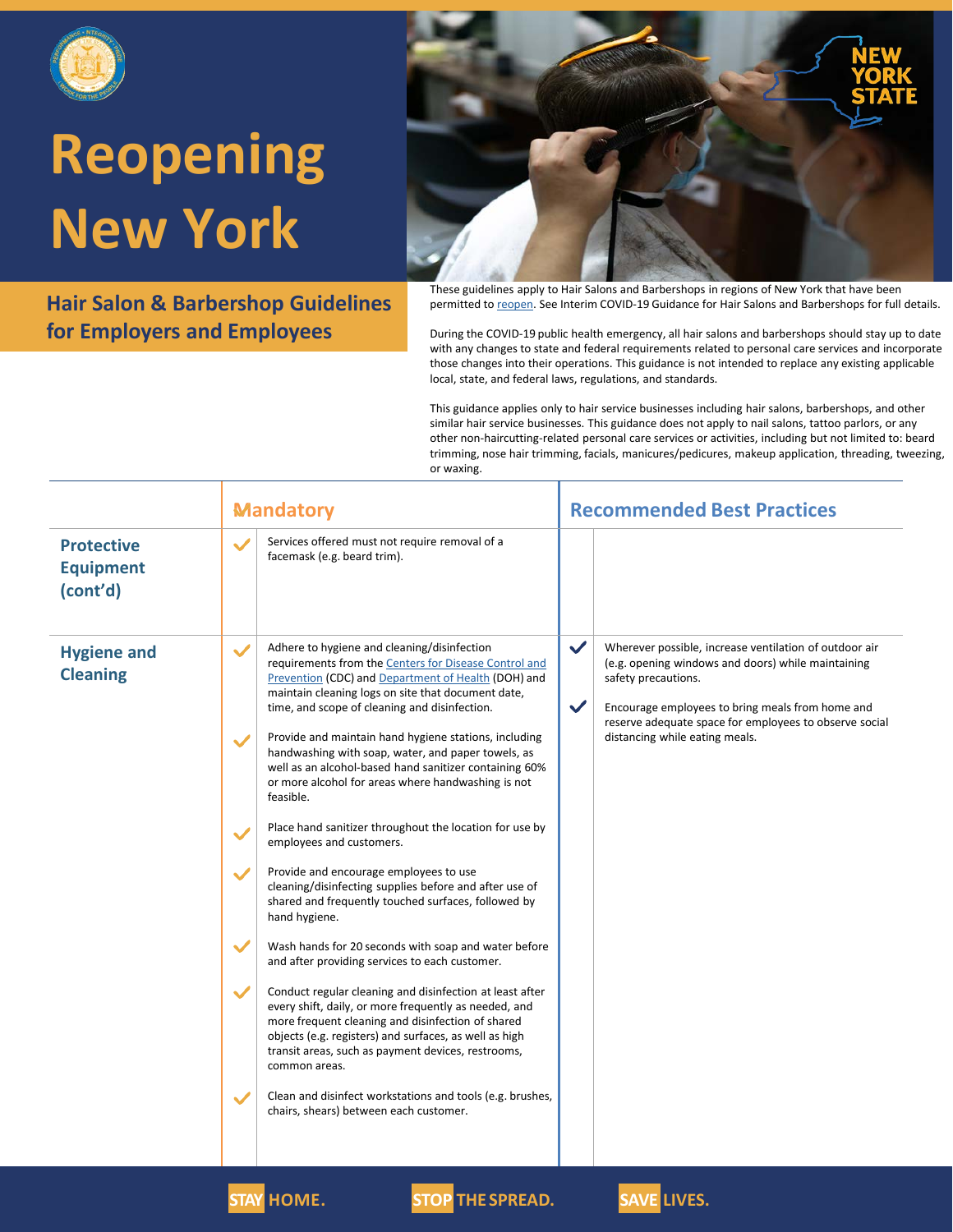# Reopening New York

## Hair Salon & Barbershop Guidelines for Employers and Employees

These guidelines apply to Hair Salons and Barbershops in regions of New York that have been permitted to reopen. See Interim COVID-19 Guidance for Hair Salons and Barbershops for full details.

During the COVID-19 public health emergency, all hair salons and barbershops should stay up to date with any changes to state and federal requirements related to personal care services and incorporate those changes into their operations. This guidance is not intended to replace any existing applicable local, state, and federal laws, regulations, and standards.

This guidance applies only to hair service businesses including hair salons, barbershops, and other similar hair service businesses. This guidance does not apply to nail salons, tattoo parlors, or any other non-haircutting-related personal care services or activities, including but not limited to: beard trimming, nose hair trimming, facials, manicures/pedicures, makeup application, threading, tweezing, or waxing.

| | Mandatory | Recommended Best Practices |
|---|---|---|
| **Protective Equipment (cont'd)** | ✓ Services offered must not require removal of a facemask (e.g. beard trim). | |
| **Hygiene and Cleaning** | ✓ Adhere to hygiene and cleaning/disinfection requirements from the Centers for Disease Control and Prevention (CDC) and Department of Health (DOH) and maintain cleaning logs on site that document date, time, and scope of cleaning and disinfection.<br><br>✓ Provide and maintain hand hygiene stations, including handwashing with soap, water, and paper towels, as well as an alcohol-based hand sanitizer containing 60% or more alcohol for areas where handwashing is not feasible.<br><br>✓ Place hand sanitizer throughout the location for use by employees and customers.<br><br>✓ Provide and encourage employees to use cleaning/disinfecting supplies before and after use of shared and frequently touched surfaces, followed by hand hygiene.<br><br>✓ Wash hands for 20 seconds with soap and water before and after providing services to each customer.<br><br>✓ Conduct regular cleaning and disinfection at least after every shift, daily, or more frequently as needed, and more frequent cleaning and disinfection of shared objects (e.g. registers) and surfaces, as well as high transit areas, such as payment devices, restrooms, common areas.<br><br>✓ Clean and disinfect workstations and tools (e.g. brushes, chairs, shears) between each customer. | ✓ Wherever possible, increase ventilation of outdoor air (e.g. opening windows and doors) while maintaining safety precautions.<br><br>✓ Encourage employees to bring meals from home and reserve adequate space for employees to observe social distancing while eating meals. |

**STAY HOME. STOP THE SPREAD. SAVE LIVES.**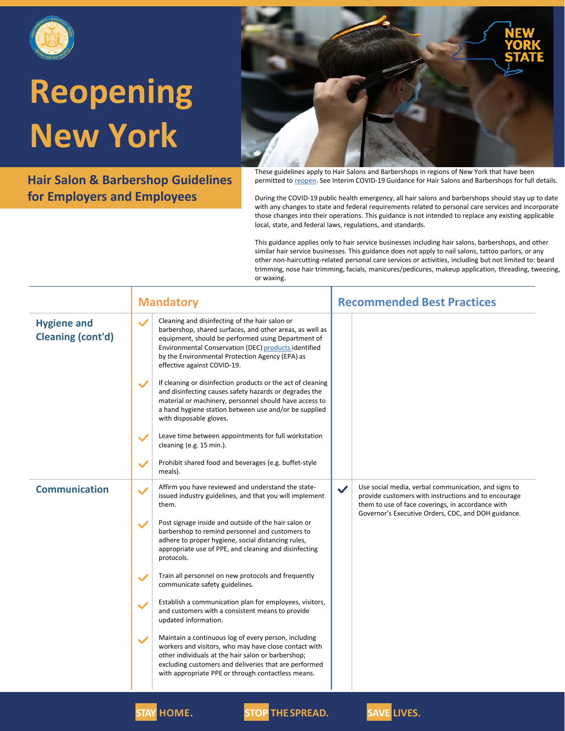# Reopening New York

## Hair Salon & Barbershop Guidelines for Employers and Employees

These guidelines apply to Hair Salons and Barbershops in regions of New York that have been permitted to reopen. See Interim COVID-19 Guidance for Hair Salons and Barbershops for full details.

During the COVID-19 public health emergency, all hair salons and barbershops should stay up to date with any changes to state and federal requirements related to personal care services and incorporate those changes into their operations. This guidance is not intended to replace any existing applicable local, state, and federal laws, regulations, and standards.

This guidance applies only to hair service businesses including hair salons, barbershops, and other similar hair service businesses. This guidance does not apply to nail salons, tattoo parlors, or any other non-haircutting-related personal care services or activities, including but not limited to: beard trimming, nose hair trimming, facials, manicures/pedicures, makeup application, threading, tweezing, or waxing.

| | Mandatory | Recommended Best Practices |
|---|---|---|
| **Hygiene and Cleaning (cont'd)** | ✔ Cleaning and disinfecting of the hair salon or barbershop, shared surfaces, and other areas, as well as equipment, should be performed using Department of Environmental Conservation (DEC) products identified by the Environmental Protection Agency (EPA) as effective against COVID-19.<br><br>✔ If cleaning or disinfection products or the act of cleaning and disinfecting causes safety hazards or degrades the material or machinery, personnel should have access to a hand hygiene station between use and/or be supplied with disposable gloves.<br><br>✔ Leave time between appointments for full workstation cleaning (e.g. 15 min.).<br><br>✔ Prohibit shared food and beverages (e.g. buffet-style meals). | |
| **Communication** | ✔ Affirm you have reviewed and understand the state-issued industry guidelines, and that you will implement them.<br><br>✔ Post signage inside and outside of the hair salon or barbershop to remind personnel and customers to adhere to proper hygiene, social distancing rules, appropriate use of PPE, and cleaning and disinfecting protocols.<br><br>✔ Train all personnel on new protocols and frequently communicate safety guidelines.<br><br>✔ Establish a communication plan for employees, visitors, and customers with a consistent means to provide updated information.<br><br>✔ Maintain a continuous log of every person, including workers and visitors, who may have close contact with other individuals at the hair salon or barbershop; excluding customers and deliveries that are performed with appropriate PPE or through contactless means. | ✔ Use social media, verbal communication, and signs to provide customers with instructions and to encourage them to use of face coverings, in accordance with Governor's Executive Orders, CDC, and DOH guidance. |

STAY HOME. STOP THE SPREAD. SAVE LIVES.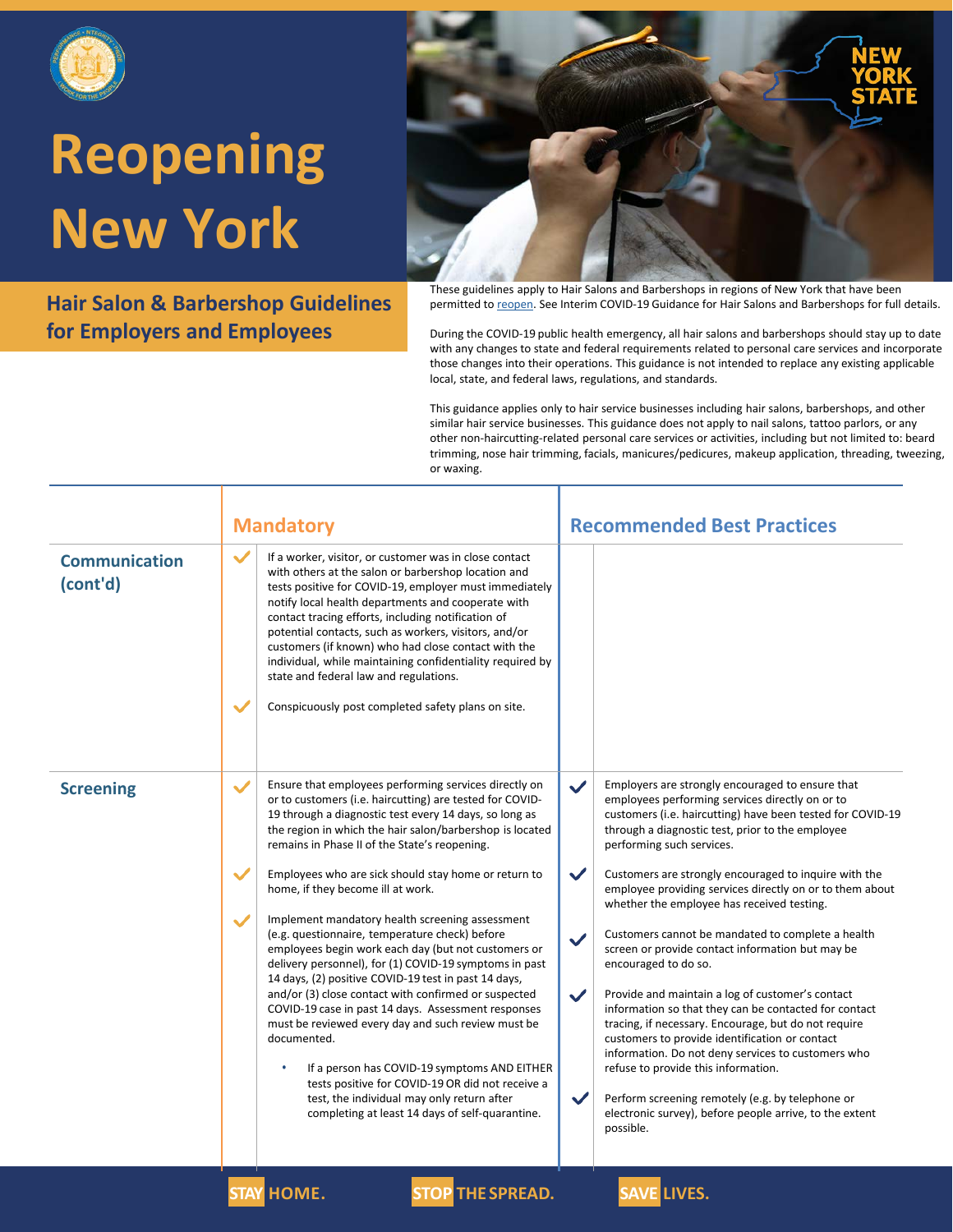# Reopening New York

## Hair Salon & Barbershop Guidelines for Employers and Employees

These guidelines apply to Hair Salons and Barbershops in regions of New York that have been permitted to reopen. See Interim COVID-19 Guidance for Hair Salons and Barbershops for full details.

During the COVID-19 public health emergency, all hair salons and barbershops should stay up to date with any changes to state and federal requirements related to personal care services and incorporate those changes into their operations. This guidance is not intended to replace any existing applicable local, state, and federal laws, regulations, and standards.

This guidance applies only to hair service businesses including hair salons, barbershops, and other similar hair service businesses. This guidance does not apply to nail salons, tattoo parlors, or any other non-haircutting-related personal care services or activities, including but not limited to: beard trimming, nose hair trimming, facials, manicures/pedicures, makeup application, threading, tweezing, or waxing.

| | Mandatory | Recommended Best Practices |
|---|---|---|
| **Communication (cont'd)** | ✓ If a worker, visitor, or customer was in close contact with others at the salon or barbershop location and tests positive for COVID-19, employer must immediately notify local health departments and cooperate with contact tracing efforts, including notification of potential contacts, such as workers, visitors, and/or customers (if known) who had close contact with the individual, while maintaining confidentiality required by state and federal law and regulations.<br><br>✓ Conspicuously post completed safety plans on site. | |
| **Screening** | ✓ Ensure that employees performing services directly on or to customers (i.e. haircutting) are tested for COVID-19 through a diagnostic test every 14 days, so long as the region in which the hair salon/barbershop is located remains in Phase II of the State's reopening.<br><br>✓ Employees who are sick should stay home or return to home, if they become ill at work.<br><br>✓ Implement mandatory health screening assessment (e.g. questionnaire, temperature check) before employees begin work each day (but not customers or delivery personnel), for (1) COVID-19 symptoms in past 14 days, (2) positive COVID-19 test in past 14 days, and/or (3) close contact with confirmed or suspected COVID-19 case in past 14 days. Assessment responses must be reviewed every day and such review must be documented.<br>• If a person has COVID-19 symptoms AND EITHER tests positive for COVID-19 OR did not receive a test, the individual may only return after completing at least 14 days of self-quarantine. | ✓ Employers are strongly encouraged to ensure that employees performing services directly on or to customers (i.e. haircutting) have been tested for COVID-19 through a diagnostic test, prior to the employee performing such services.<br><br>✓ Customers are strongly encouraged to inquire with the employee providing services directly on or to them about whether the employee has received testing.<br><br>✓ Customers cannot be mandated to complete a health screen or provide contact information but may be encouraged to do so.<br><br>✓ Provide and maintain a log of customer's contact information so that they can be contacted for contact tracing, if necessary. Encourage, but do not require customers to provide identification or contact information. Do not deny services to customers who refuse to provide this information.<br><br>✓ Perform screening remotely (e.g. by telephone or electronic survey), before people arrive, to the extent possible. |

STAY HOME. STOP THE SPREAD. SAVE LIVES.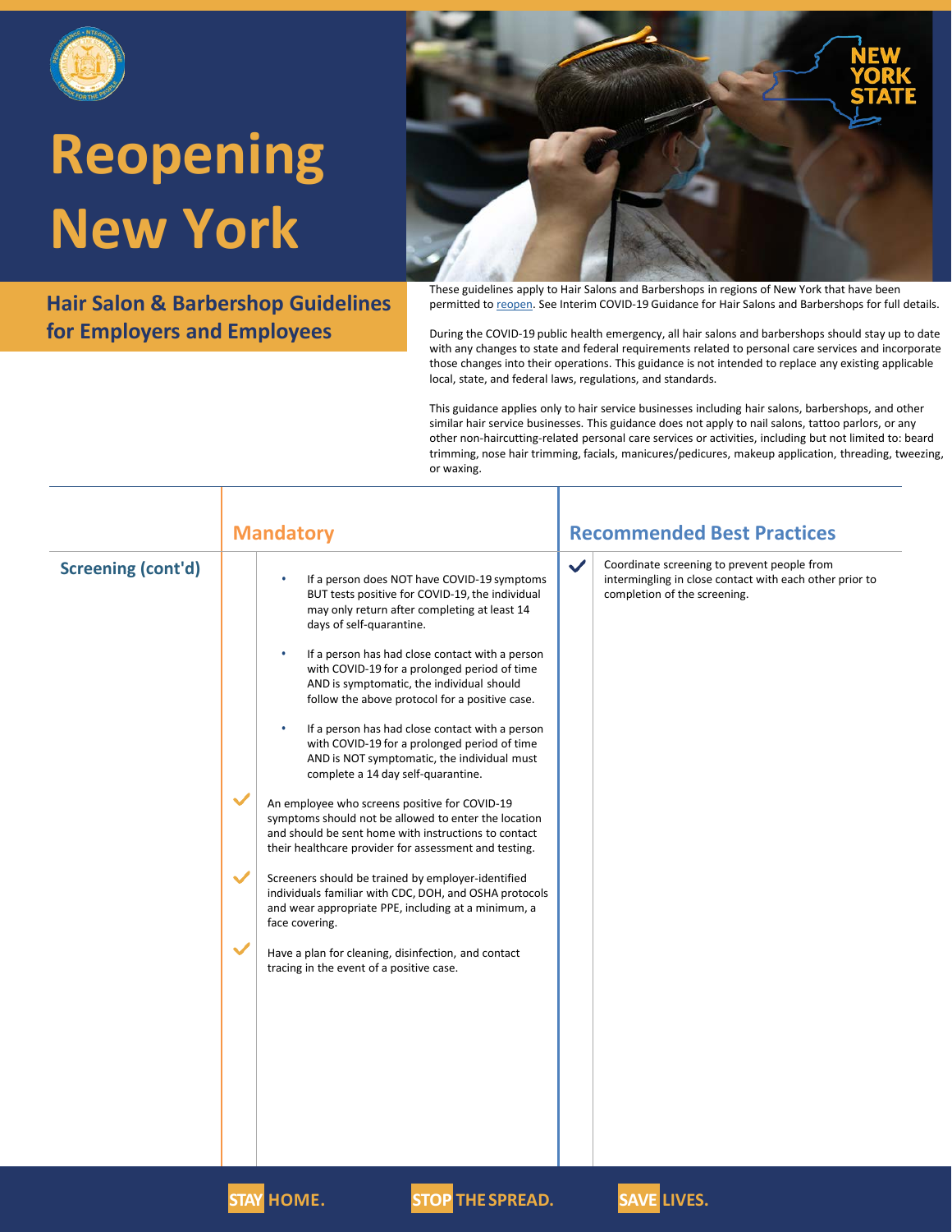# Reopening New York

## Hair Salon & Barbershop Guidelines for Employers and Employees

These guidelines apply to Hair Salons and Barbershops in regions of New York that have been permitted to reopen. See Interim COVID-19 Guidance for Hair Salons and Barbershops for full details.

During the COVID-19 public health emergency, all hair salons and barbershops should stay up to date with any changes to state and federal requirements related to personal care services and incorporate those changes into their operations. This guidance is not intended to replace any existing applicable local, state, and federal laws, regulations, and standards.

This guidance applies only to hair service businesses including hair salons, barbershops, and other similar hair service businesses. This guidance does not apply to nail salons, tattoo parlors, or any other non-haircutting-related personal care services or activities, including but not limited to: beard trimming, nose hair trimming, facials, manicures/pedicures, makeup application, threading, tweezing, or waxing.

| | Mandatory | Recommended Best Practices |
|---|---|---|
| **Screening (cont'd)** | • If a person does NOT have COVID-19 symptoms BUT tests positive for COVID-19, the individual may only return after completing at least 14 days of self-quarantine.<br>• If a person has had close contact with a person with COVID-19 for a prolonged period of time AND is symptomatic, the individual should follow the above protocol for a positive case.<br>• If a person has had close contact with a person with COVID-19 for a prolonged period of time AND is NOT symptomatic, the individual must complete a 14 day self-quarantine.<br>✓ An employee who screens positive for COVID-19 symptoms should not be allowed to enter the location and should be sent home with instructions to contact their healthcare provider for assessment and testing.<br>✓ Screeners should be trained by employer-identified individuals familiar with CDC, DOH, and OSHA protocols and wear appropriate PPE, including at a minimum, a face covering.<br>✓ Have a plan for cleaning, disinfection, and contact tracing in the event of a positive case. | ✓ Coordinate screening to prevent people from intermingling in close contact with each other prior to completion of the screening. |

**STAY HOME. STOP THE SPREAD. SAVE LIVES.**